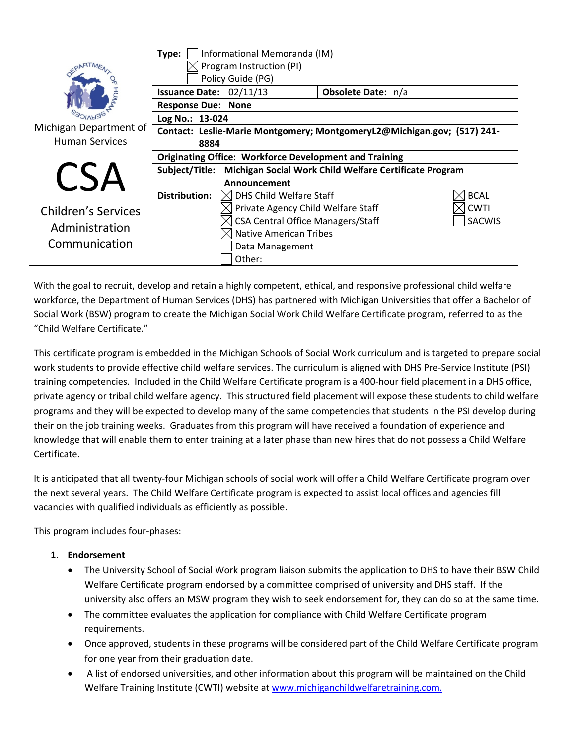| Michigan Department of Human Services<br><br>**CSA**<br><br>Children's Services Administration Communication | **Type:** ☐ Informational Memoranda (IM)<br>☒ Program Instruction (PI)<br>☐ Policy Guide (PG) | |
|---|---|---|
| | **Issuance Date:** 02/11/13 | **Obsolete Date:** n/a |
| | **Response Due: None** | |
| | **Log No.: 13-024** | |
| | **Contact: Leslie-Marie Montgomery; MontgomeryL2@Michigan.gov; (517) 241-8884** | |
| | **Originating Office: Workforce Development and Training** | |
| | **Subject/Title: Michigan Social Work Child Welfare Certificate Program Announcement** | |
| | **Distribution:** ☒ DHS Child Welfare Staff<br>☒ Private Agency Child Welfare Staff<br>☒ CSA Central Office Managers/Staff<br>☒ Native American Tribes<br>☐ Data Management<br>☐ Other: | ☒ BCAL<br>☒ CWTI<br>☐ SACWIS |

With the goal to recruit, develop and retain a highly competent, ethical, and responsive professional child welfare workforce, the Department of Human Services (DHS) has partnered with Michigan Universities that offer a Bachelor of Social Work (BSW) program to create the Michigan Social Work Child Welfare Certificate program, referred to as the "Child Welfare Certificate."

This certificate program is embedded in the Michigan Schools of Social Work curriculum and is targeted to prepare social work students to provide effective child welfare services. The curriculum is aligned with DHS Pre-Service Institute (PSI) training competencies. Included in the Child Welfare Certificate program is a 400-hour field placement in a DHS office, private agency or tribal child welfare agency. This structured field placement will expose these students to child welfare programs and they will be expected to develop many of the same competencies that students in the PSI develop during their on the job training weeks. Graduates from this program will have received a foundation of experience and knowledge that will enable them to enter training at a later phase than new hires that do not possess a Child Welfare Certificate.

It is anticipated that all twenty-four Michigan schools of social work will offer a Child Welfare Certificate program over the next several years. The Child Welfare Certificate program is expected to assist local offices and agencies fill vacancies with qualified individuals as efficiently as possible.

This program includes four-phases:

1. **Endorsement**
   - The University School of Social Work program liaison submits the application to DHS to have their BSW Child Welfare Certificate program endorsed by a committee comprised of university and DHS staff. If the university also offers an MSW program they wish to seek endorsement for, they can do so at the same time.
   - The committee evaluates the application for compliance with Child Welfare Certificate program requirements.
   - Once approved, students in these programs will be considered part of the Child Welfare Certificate program for one year from their graduation date.
   - A list of endorsed universities, and other information about this program will be maintained on the Child Welfare Training Institute (CWTI) website at www.michiganchildwelfaretraining.com.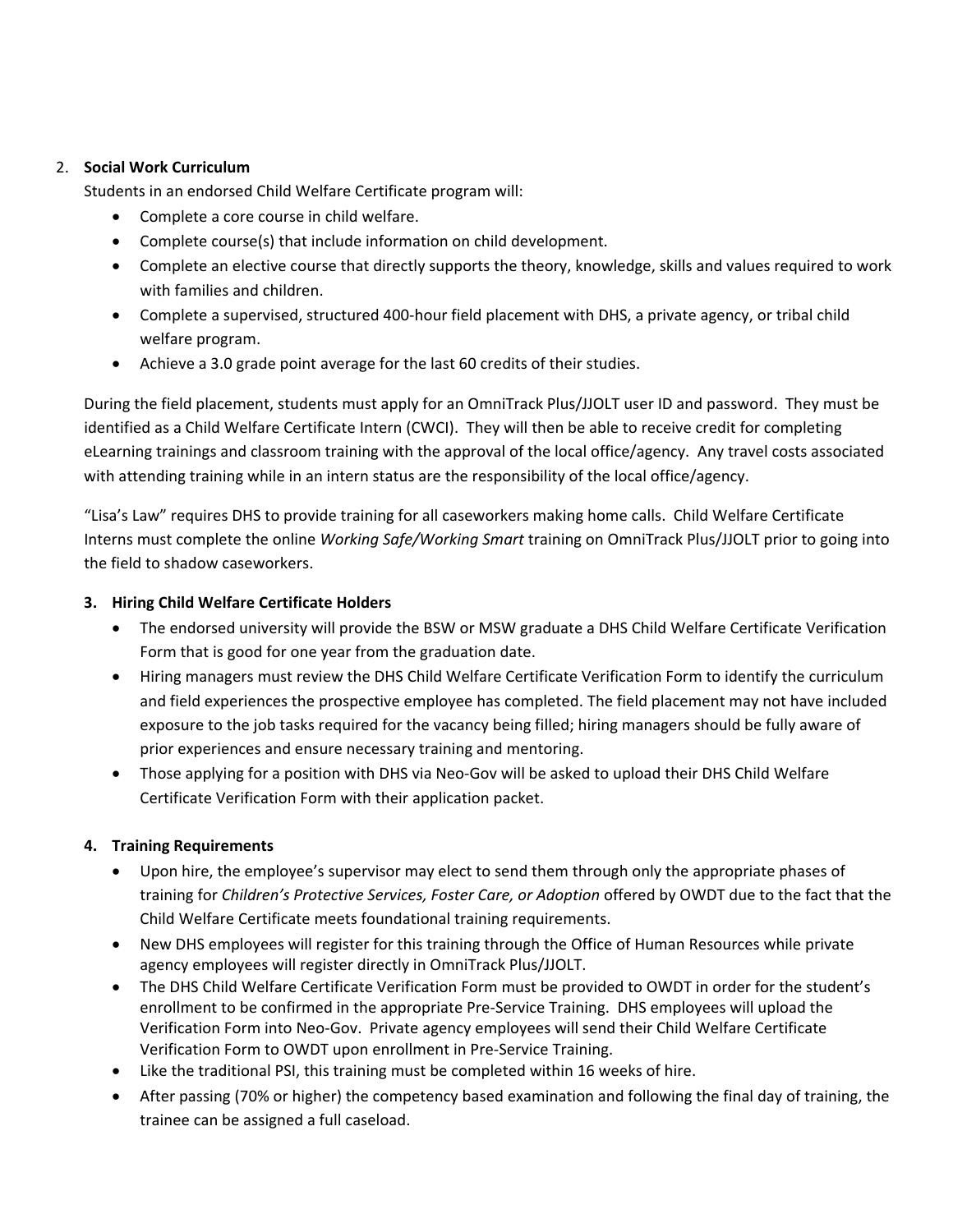2. **Social Work Curriculum**

   Students in an endorsed Child Welfare Certificate program will:

   - Complete a core course in child welfare.
   - Complete course(s) that include information on child development.
   - Complete an elective course that directly supports the theory, knowledge, skills and values required to work with families and children.
   - Complete a supervised, structured 400-hour field placement with DHS, a private agency, or tribal child welfare program.
   - Achieve a 3.0 grade point average for the last 60 credits of their studies.

   During the field placement, students must apply for an OmniTrack Plus/JJOLT user ID and password. They must be identified as a Child Welfare Certificate Intern (CWCI). They will then be able to receive credit for completing eLearning trainings and classroom training with the approval of the local office/agency. Any travel costs associated with attending training while in an intern status are the responsibility of the local office/agency.

   "Lisa's Law" requires DHS to provide training for all caseworkers making home calls. Child Welfare Certificate Interns must complete the online *Working Safe/Working Smart* training on OmniTrack Plus/JJOLT prior to going into the field to shadow caseworkers.

3. **Hiring Child Welfare Certificate Holders**

   - The endorsed university will provide the BSW or MSW graduate a DHS Child Welfare Certificate Verification Form that is good for one year from the graduation date.
   - Hiring managers must review the DHS Child Welfare Certificate Verification Form to identify the curriculum and field experiences the prospective employee has completed. The field placement may not have included exposure to the job tasks required for the vacancy being filled; hiring managers should be fully aware of prior experiences and ensure necessary training and mentoring.
   - Those applying for a position with DHS via Neo-Gov will be asked to upload their DHS Child Welfare Certificate Verification Form with their application packet.

4. **Training Requirements**

   - Upon hire, the employee's supervisor may elect to send them through only the appropriate phases of training for *Children's Protective Services, Foster Care, or Adoption* offered by OWDT due to the fact that the Child Welfare Certificate meets foundational training requirements.
   - New DHS employees will register for this training through the Office of Human Resources while private agency employees will register directly in OmniTrack Plus/JJOLT.
   - The DHS Child Welfare Certificate Verification Form must be provided to OWDT in order for the student's enrollment to be confirmed in the appropriate Pre-Service Training. DHS employees will upload the Verification Form into Neo-Gov. Private agency employees will send their Child Welfare Certificate Verification Form to OWDT upon enrollment in Pre-Service Training.
   - Like the traditional PSI, this training must be completed within 16 weeks of hire.
   - After passing (70% or higher) the competency based examination and following the final day of training, the trainee can be assigned a full caseload.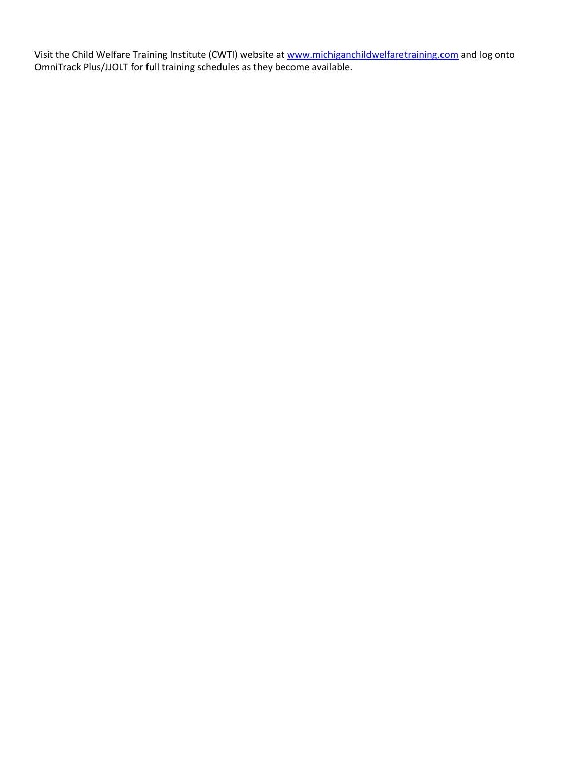Visit the Child Welfare Training Institute (CWTI) website at [www.michiganchildwelfaretraining.com](http://www.michiganchildwelfaretraining.com) and log onto OmniTrack Plus/JJOLT for full training schedules as they become available.